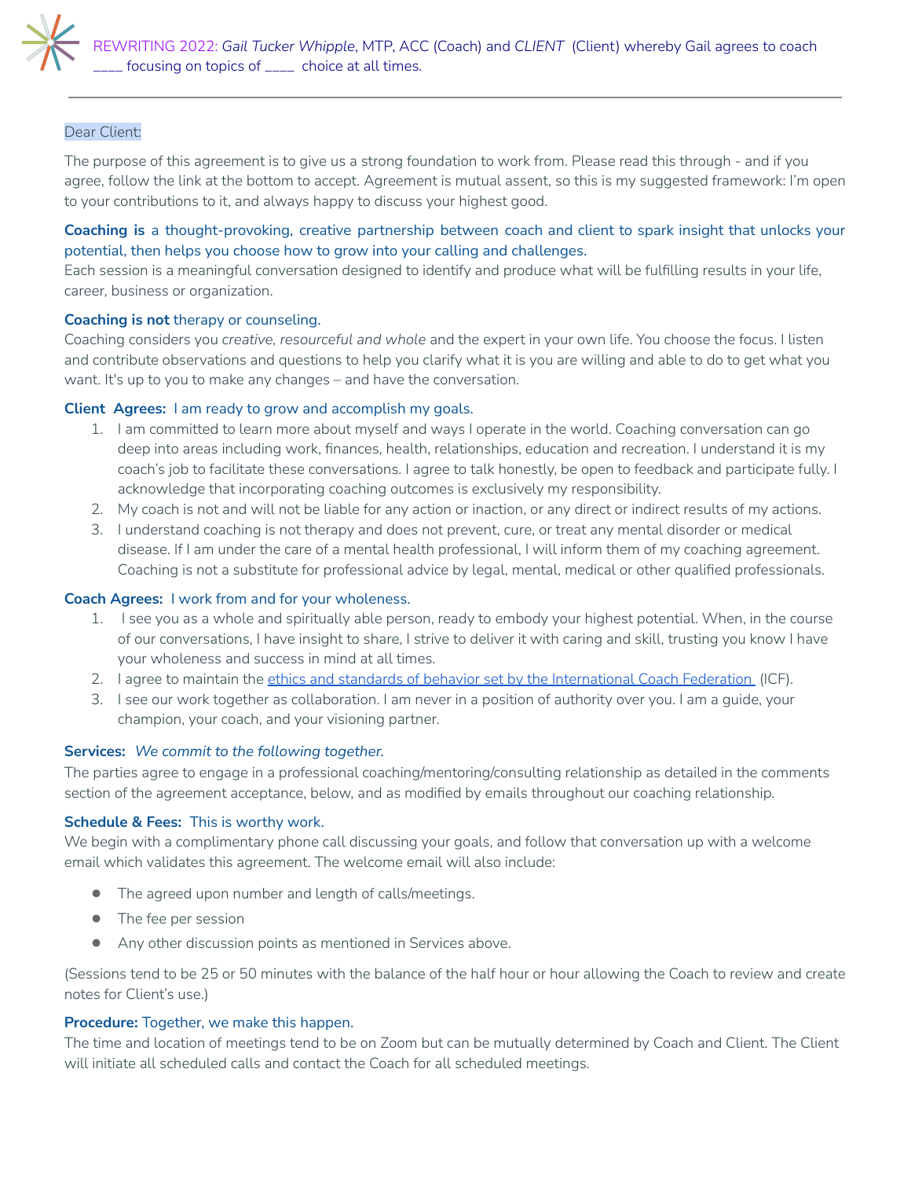REWRITING 2022: *Gail Tucker Whipple*, MTP, ACC (Coach) and *CLIENT* (Client) whereby Gail agrees to coach ____ focusing on topics of ____ choice at all times.

---

Dear Client:

The purpose of this agreement is to give us a strong foundation to work from. Please read this through - and if you agree, follow the link at the bottom to accept. Agreement is mutual assent, so this is my suggested framework: I'm open to your contributions to it, and always happy to discuss your highest good.

**Coaching is** a thought-provoking, creative partnership between coach and client to spark insight that unlocks your potential, then helps you choose how to grow into your calling and challenges.
Each session is a meaningful conversation designed to identify and produce what will be fulfilling results in your life, career, business or organization.

**Coaching is not** therapy or counseling.
Coaching considers you *creative, resourceful and whole* and the expert in your own life. You choose the focus. I listen and contribute observations and questions to help you clarify what it is you are willing and able to do to get what you want. It's up to you to make any changes – and have the conversation.

**Client Agrees:** I am ready to grow and accomplish my goals.

1. I am committed to learn more about myself and ways I operate in the world. Coaching conversation can go deep into areas including work, finances, health, relationships, education and recreation. I understand it is my coach's job to facilitate these conversations. I agree to talk honestly, be open to feedback and participate fully. I acknowledge that incorporating coaching outcomes is exclusively my responsibility.
2. My coach is not and will not be liable for any action or inaction, or any direct or indirect results of my actions.
3. I understand coaching is not therapy and does not prevent, cure, or treat any mental disorder or medical disease. If I am under the care of a mental health professional, I will inform them of my coaching agreement. Coaching is not a substitute for professional advice by legal, mental, medical or other qualified professionals.

**Coach Agrees:** I work from and for your wholeness.

1. I see you as a whole and spiritually able person, ready to embody your highest potential. When, in the course of our conversations, I have insight to share, I strive to deliver it with caring and skill, trusting you know I have your wholeness and success in mind at all times.
2. I agree to maintain the ethics and standards of behavior set by the International Coach Federation (ICF).
3. I see our work together as collaboration. I am never in a position of authority over you. I am a guide, your champion, your coach, and your visioning partner.

**Services:** *We commit to the following together.*
The parties agree to engage in a professional coaching/mentoring/consulting relationship as detailed in the comments section of the agreement acceptance, below, and as modified by emails throughout our coaching relationship.

**Schedule & Fees:** This is worthy work.
We begin with a complimentary phone call discussing your goals, and follow that conversation up with a welcome email which validates this agreement. The welcome email will also include:

- The agreed upon number and length of calls/meetings.
- The fee per session
- Any other discussion points as mentioned in Services above.

(Sessions tend to be 25 or 50 minutes with the balance of the half hour or hour allowing the Coach to review and create notes for Client's use.)

**Procedure:** Together, we make this happen.
The time and location of meetings tend to be on Zoom but can be mutually determined by Coach and Client. The Client will initiate all scheduled calls and contact the Coach for all scheduled meetings.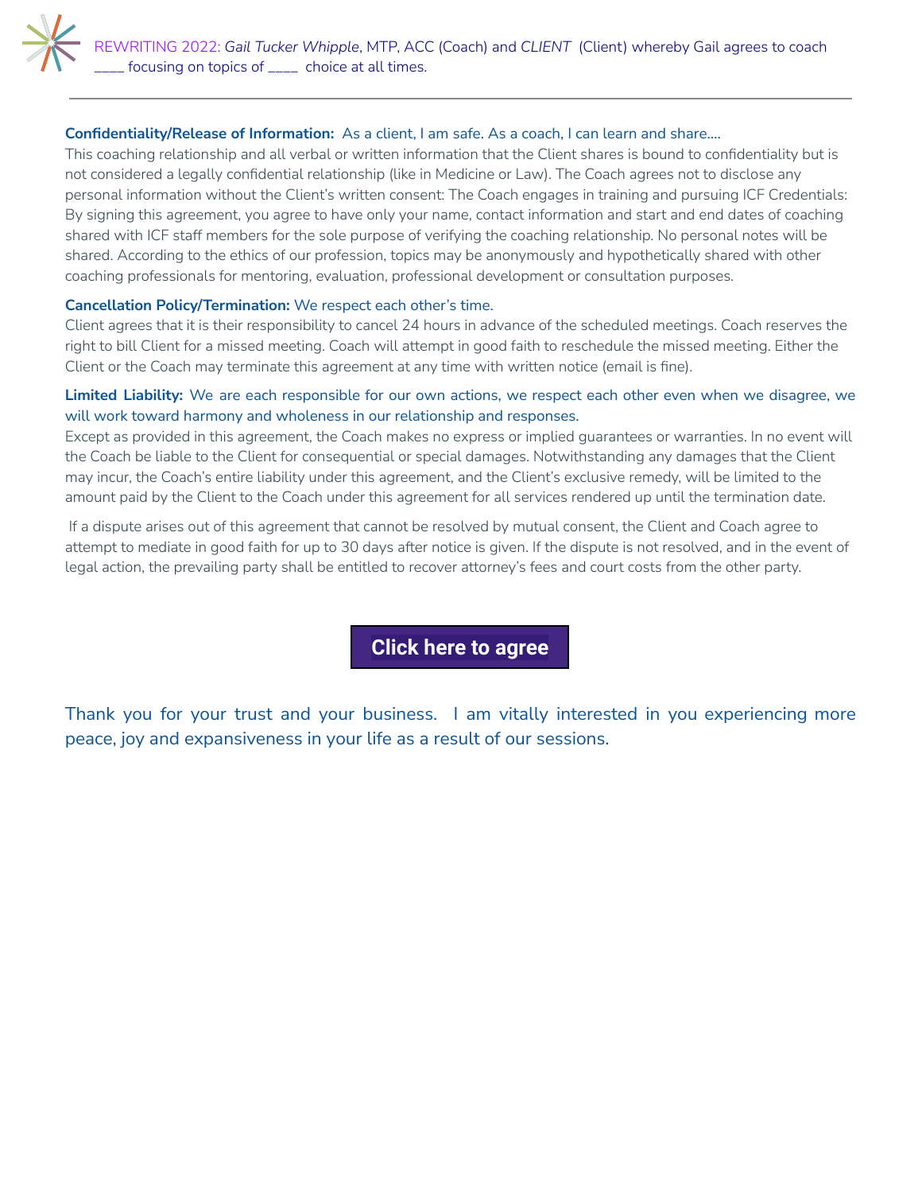REWRITING 2022: *Gail Tucker Whipple*, MTP, ACC (Coach) and *CLIENT* (Client) whereby Gail agrees to coach ____ focusing on topics of ____ choice at all times.

---

**Confidentiality/Release of Information:** As a client, I am safe. As a coach, I can learn and share....
This coaching relationship and all verbal or written information that the Client shares is bound to confidentiality but is not considered a legally confidential relationship (like in Medicine or Law). The Coach agrees not to disclose any personal information without the Client's written consent: The Coach engages in training and pursuing ICF Credentials: By signing this agreement, you agree to have only your name, contact information and start and end dates of coaching shared with ICF staff members for the sole purpose of verifying the coaching relationship. No personal notes will be shared. According to the ethics of our profession, topics may be anonymously and hypothetically shared with other coaching professionals for mentoring, evaluation, professional development or consultation purposes.

**Cancellation Policy/Termination:** We respect each other's time.
Client agrees that it is their responsibility to cancel 24 hours in advance of the scheduled meetings. Coach reserves the right to bill Client for a missed meeting. Coach will attempt in good faith to reschedule the missed meeting. Either the Client or the Coach may terminate this agreement at any time with written notice (email is fine).

**Limited Liability:** We are each responsible for our own actions, we respect each other even when we disagree, we will work toward harmony and wholeness in our relationship and responses.
Except as provided in this agreement, the Coach makes no express or implied guarantees or warranties. In no event will the Coach be liable to the Client for consequential or special damages. Notwithstanding any damages that the Client may incur, the Coach's entire liability under this agreement, and the Client's exclusive remedy, will be limited to the amount paid by the Client to the Coach under this agreement for all services rendered up until the termination date.

If a dispute arises out of this agreement that cannot be resolved by mutual consent, the Client and Coach agree to attempt to mediate in good faith for up to 30 days after notice is given. If the dispute is not resolved, and in the event of legal action, the prevailing party shall be entitled to recover attorney's fees and court costs from the other party.

**Click here to agree**

Thank you for your trust and your business. I am vitally interested in you experiencing more peace, joy and expansiveness in your life as a result of our sessions.